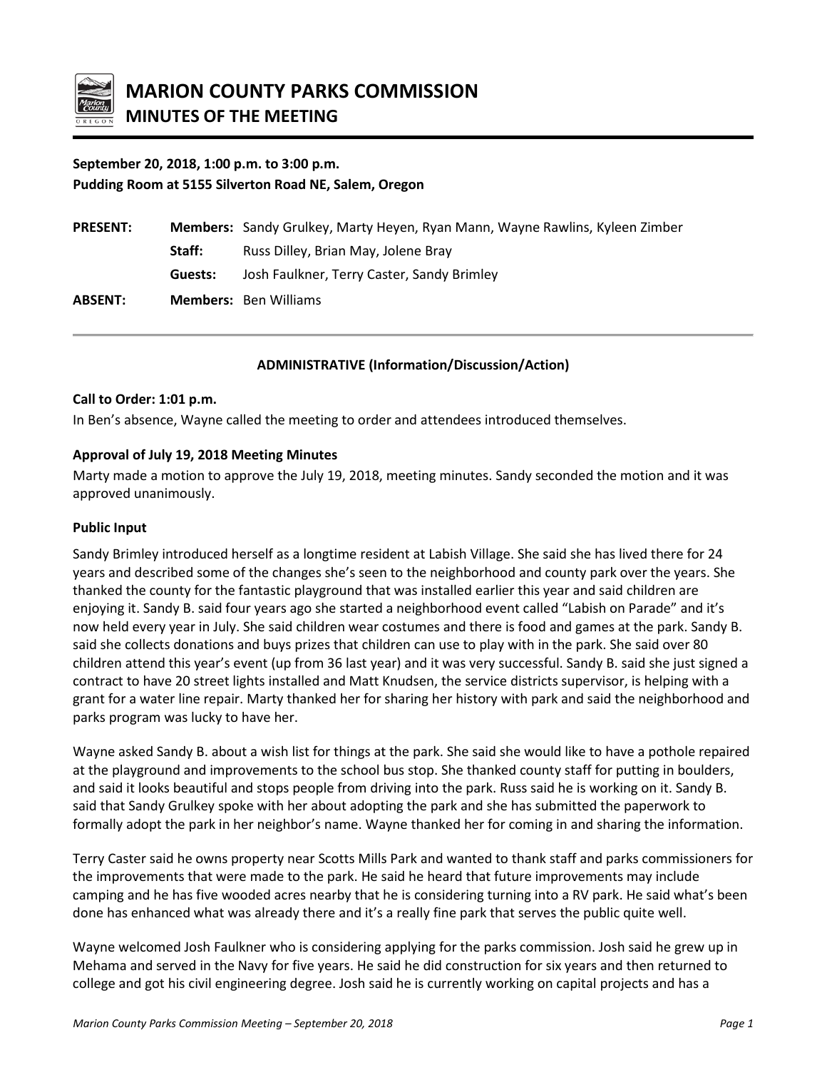# MARION COUNTY PARKS COMMISSION

## MINUTES OF THE MEETING

**September 20, 2018, 1:00 p.m. to 3:00 p.m.**
**Pudding Room at 5155 Silverton Road NE, Salem, Oregon**

| | | |
|---|---|---|
| **PRESENT:** | **Members:** | Sandy Grulkey, Marty Heyen, Ryan Mann, Wayne Rawlins, Kyleen Zimber |
| | **Staff:** | Russ Dilley, Brian May, Jolene Bray |
| | **Guests:** | Josh Faulkner, Terry Caster, Sandy Brimley |
| **ABSENT:** | **Members:** | Ben Williams |

---

### ADMINISTRATIVE (Information/Discussion/Action)

**Call to Order: 1:01 p.m.**

In Ben's absence, Wayne called the meeting to order and attendees introduced themselves.

**Approval of July 19, 2018 Meeting Minutes**

Marty made a motion to approve the July 19, 2018, meeting minutes. Sandy seconded the motion and it was approved unanimously.

**Public Input**

Sandy Brimley introduced herself as a longtime resident at Labish Village. She said she has lived there for 24 years and described some of the changes she's seen to the neighborhood and county park over the years. She thanked the county for the fantastic playground that was installed earlier this year and said children are enjoying it. Sandy B. said four years ago she started a neighborhood event called "Labish on Parade" and it's now held every year in July. She said children wear costumes and there is food and games at the park. Sandy B. said she collects donations and buys prizes that children can use to play with in the park. She said over 80 children attend this year's event (up from 36 last year) and it was very successful. Sandy B. said she just signed a contract to have 20 street lights installed and Matt Knudsen, the service districts supervisor, is helping with a grant for a water line repair. Marty thanked her for sharing her history with park and said the neighborhood and parks program was lucky to have her.

Wayne asked Sandy B. about a wish list for things at the park. She said she would like to have a pothole repaired at the playground and improvements to the school bus stop. She thanked county staff for putting in boulders, and said it looks beautiful and stops people from driving into the park. Russ said he is working on it. Sandy B. said that Sandy Grulkey spoke with her about adopting the park and she has submitted the paperwork to formally adopt the park in her neighbor's name. Wayne thanked her for coming in and sharing the information.

Terry Caster said he owns property near Scotts Mills Park and wanted to thank staff and parks commissioners for the improvements that were made to the park. He said he heard that future improvements may include camping and he has five wooded acres nearby that he is considering turning into a RV park. He said what's been done has enhanced what was already there and it's a really fine park that serves the public quite well.

Wayne welcomed Josh Faulkner who is considering applying for the parks commission. Josh said he grew up in Mehama and served in the Navy for five years. He said he did construction for six years and then returned to college and got his civil engineering degree. Josh said he is currently working on capital projects and has a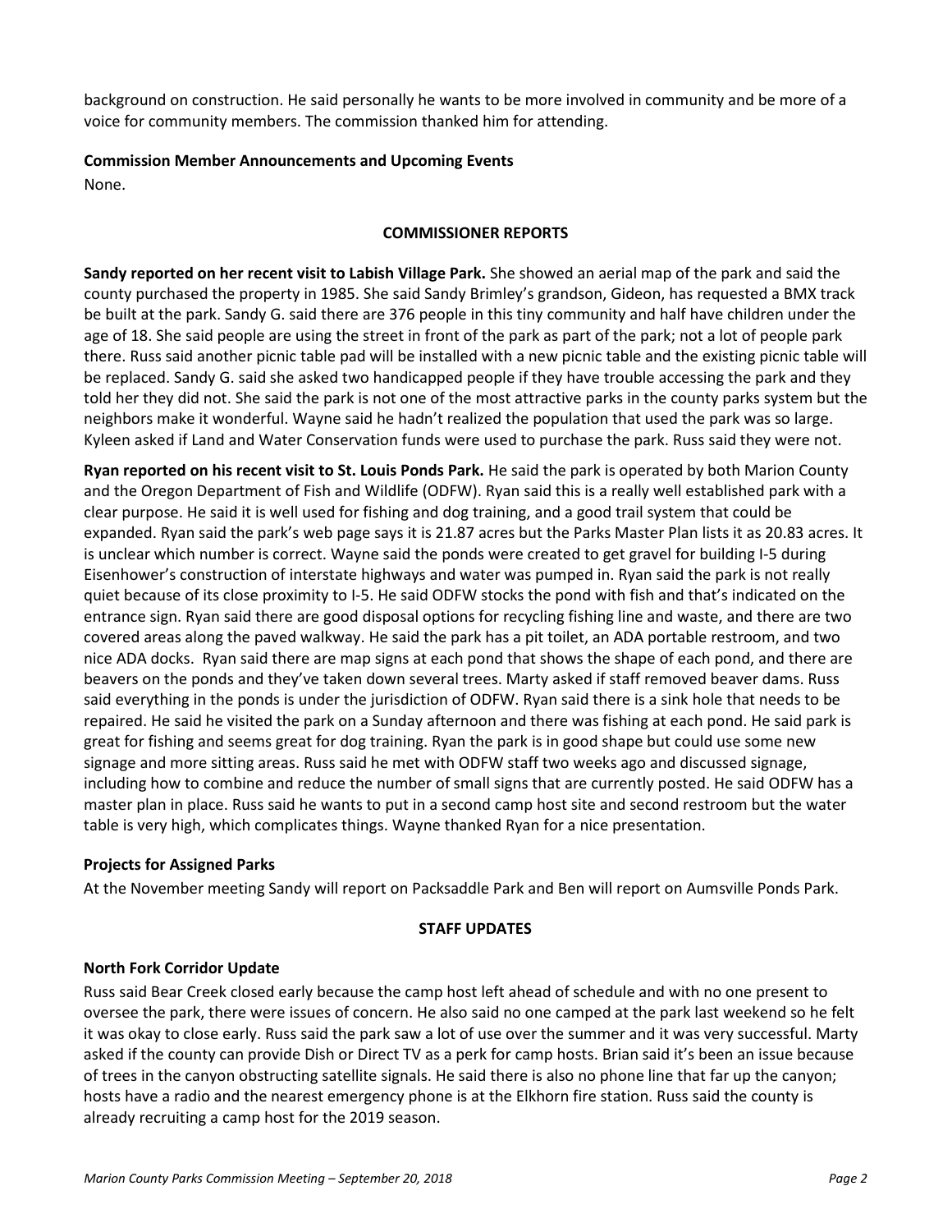background on construction. He said personally he wants to be more involved in community and be more of a voice for community members. The commission thanked him for attending.

**Commission Member Announcements and Upcoming Events**

None.

## COMMISSIONER REPORTS

**Sandy reported on her recent visit to Labish Village Park.** She showed an aerial map of the park and said the county purchased the property in 1985. She said Sandy Brimley's grandson, Gideon, has requested a BMX track be built at the park. Sandy G. said there are 376 people in this tiny community and half have children under the age of 18. She said people are using the street in front of the park as part of the park; not a lot of people park there. Russ said another picnic table pad will be installed with a new picnic table and the existing picnic table will be replaced. Sandy G. said she asked two handicapped people if they have trouble accessing the park and they told her they did not. She said the park is not one of the most attractive parks in the county parks system but the neighbors make it wonderful. Wayne said he hadn't realized the population that used the park was so large. Kyleen asked if Land and Water Conservation funds were used to purchase the park. Russ said they were not.

**Ryan reported on his recent visit to St. Louis Ponds Park.** He said the park is operated by both Marion County and the Oregon Department of Fish and Wildlife (ODFW). Ryan said this is a really well established park with a clear purpose. He said it is well used for fishing and dog training, and a good trail system that could be expanded. Ryan said the park's web page says it is 21.87 acres but the Parks Master Plan lists it as 20.83 acres. It is unclear which number is correct. Wayne said the ponds were created to get gravel for building I-5 during Eisenhower's construction of interstate highways and water was pumped in. Ryan said the park is not really quiet because of its close proximity to I-5. He said ODFW stocks the pond with fish and that's indicated on the entrance sign. Ryan said there are good disposal options for recycling fishing line and waste, and there are two covered areas along the paved walkway. He said the park has a pit toilet, an ADA portable restroom, and two nice ADA docks. Ryan said there are map signs at each pond that shows the shape of each pond, and there are beavers on the ponds and they've taken down several trees. Marty asked if staff removed beaver dams. Russ said everything in the ponds is under the jurisdiction of ODFW. Ryan said there is a sink hole that needs to be repaired. He said he visited the park on a Sunday afternoon and there was fishing at each pond. He said park is great for fishing and seems great for dog training. Ryan the park is in good shape but could use some new signage and more sitting areas. Russ said he met with ODFW staff two weeks ago and discussed signage, including how to combine and reduce the number of small signs that are currently posted. He said ODFW has a master plan in place. Russ said he wants to put in a second camp host site and second restroom but the water table is very high, which complicates things. Wayne thanked Ryan for a nice presentation.

**Projects for Assigned Parks**

At the November meeting Sandy will report on Packsaddle Park and Ben will report on Aumsville Ponds Park.

## STAFF UPDATES

**North Fork Corridor Update**

Russ said Bear Creek closed early because the camp host left ahead of schedule and with no one present to oversee the park, there were issues of concern. He also said no one camped at the park last weekend so he felt it was okay to close early. Russ said the park saw a lot of use over the summer and it was very successful. Marty asked if the county can provide Dish or Direct TV as a perk for camp hosts. Brian said it's been an issue because of trees in the canyon obstructing satellite signals. He said there is also no phone line that far up the canyon; hosts have a radio and the nearest emergency phone is at the Elkhorn fire station. Russ said the county is already recruiting a camp host for the 2019 season.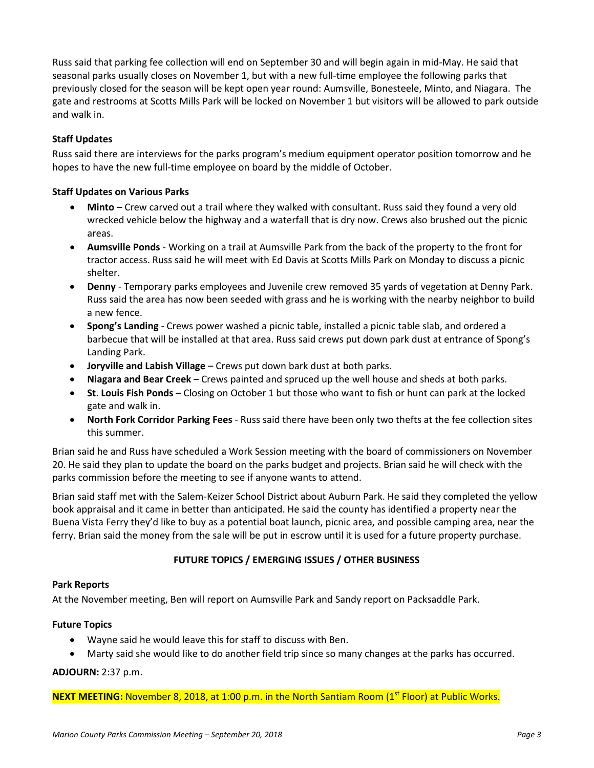Russ said that parking fee collection will end on September 30 and will begin again in mid-May. He said that seasonal parks usually closes on November 1, but with a new full-time employee the following parks that previously closed for the season will be kept open year round: Aumsville, Bonesteele, Minto, and Niagara. The gate and restrooms at Scotts Mills Park will be locked on November 1 but visitors will be allowed to park outside and walk in.

**Staff Updates**

Russ said there are interviews for the parks program's medium equipment operator position tomorrow and he hopes to have the new full-time employee on board by the middle of October.

**Staff Updates on Various Parks**

- **Minto** – Crew carved out a trail where they walked with consultant. Russ said they found a very old wrecked vehicle below the highway and a waterfall that is dry now. Crews also brushed out the picnic areas.
- **Aumsville Ponds** - Working on a trail at Aumsville Park from the back of the property to the front for tractor access. Russ said he will meet with Ed Davis at Scotts Mills Park on Monday to discuss a picnic shelter.
- **Denny** - Temporary parks employees and Juvenile crew removed 35 yards of vegetation at Denny Park. Russ said the area has now been seeded with grass and he is working with the nearby neighbor to build a new fence.
- **Spong's Landing** - Crews power washed a picnic table, installed a picnic table slab, and ordered a barbecue that will be installed at that area. Russ said crews put down park dust at entrance of Spong's Landing Park.
- **Joryville and Labish Village** – Crews put down bark dust at both parks.
- **Niagara and Bear Creek** – Crews painted and spruced up the well house and sheds at both parks.
- **St**. **Louis Fish Ponds** – Closing on October 1 but those who want to fish or hunt can park at the locked gate and walk in.
- **North Fork Corridor Parking Fees** - Russ said there have been only two thefts at the fee collection sites this summer.

Brian said he and Russ have scheduled a Work Session meeting with the board of commissioners on November 20. He said they plan to update the board on the parks budget and projects. Brian said he will check with the parks commission before the meeting to see if anyone wants to attend.

Brian said staff met with the Salem-Keizer School District about Auburn Park. He said they completed the yellow book appraisal and it came in better than anticipated. He said the county has identified a property near the Buena Vista Ferry they'd like to buy as a potential boat launch, picnic area, and possible camping area, near the ferry. Brian said the money from the sale will be put in escrow until it is used for a future property purchase.

## FUTURE TOPICS / EMERGING ISSUES / OTHER BUSINESS

**Park Reports**

At the November meeting, Ben will report on Aumsville Park and Sandy report on Packsaddle Park.

**Future Topics**

- Wayne said he would leave this for staff to discuss with Ben.
- Marty said she would like to do another field trip since so many changes at the parks has occurred.

**ADJOURN:** 2:37 p.m.

**NEXT MEETING:** November 8, 2018, at 1:00 p.m. in the North Santiam Room (1st Floor) at Public Works.